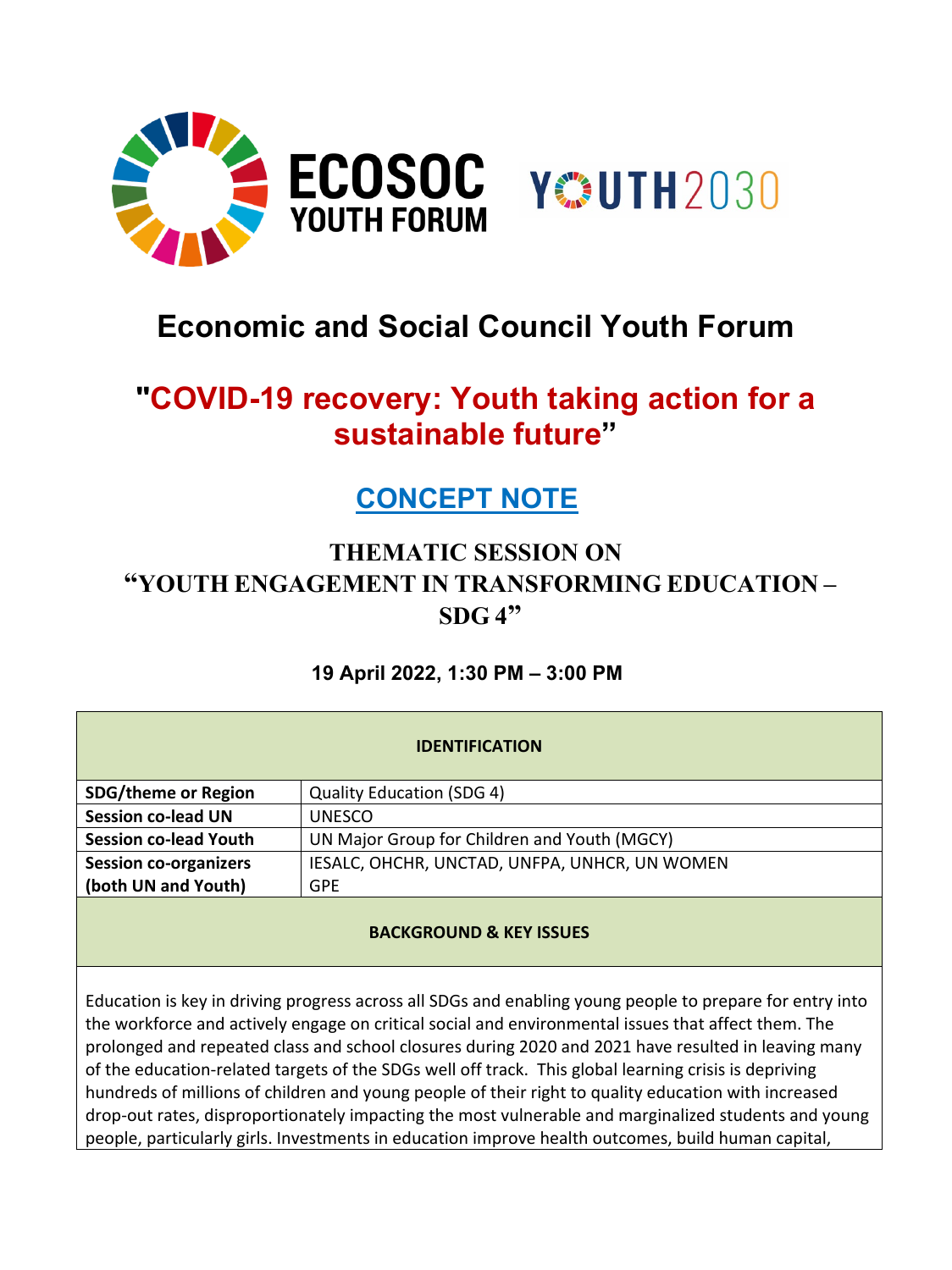ECOSOC YOUTH FORUM

YOUTH2030

# Economic and Social Council Youth Forum

## "COVID-19 recovery: Youth taking action for a sustainable future"

## CONCEPT NOTE

### THEMATIC SESSION ON "YOUTH ENGAGEMENT IN TRANSFORMING EDUCATION – SDG 4"

**19 April 2022, 1:30 PM – 3:00 PM**

| IDENTIFICATION | |
|---|---|
| **SDG/theme or Region** | Quality Education (SDG 4) |
| **Session co-lead UN** | UNESCO |
| **Session co-lead Youth** | UN Major Group for Children and Youth (MGCY) |
| **Session co-organizers (both UN and Youth)** | IESALC, OHCHR, UNCTAD, UNFPA, UNHCR, UN WOMEN GPE |

**BACKGROUND & KEY ISSUES**

Education is key in driving progress across all SDGs and enabling young people to prepare for entry into the workforce and actively engage on critical social and environmental issues that affect them. The prolonged and repeated class and school closures during 2020 and 2021 have resulted in leaving many of the education-related targets of the SDGs well off track. This global learning crisis is depriving hundreds of millions of children and young people of their right to quality education with increased drop-out rates, disproportionately impacting the most vulnerable and marginalized students and young people, particularly girls. Investments in education improve health outcomes, build human capital,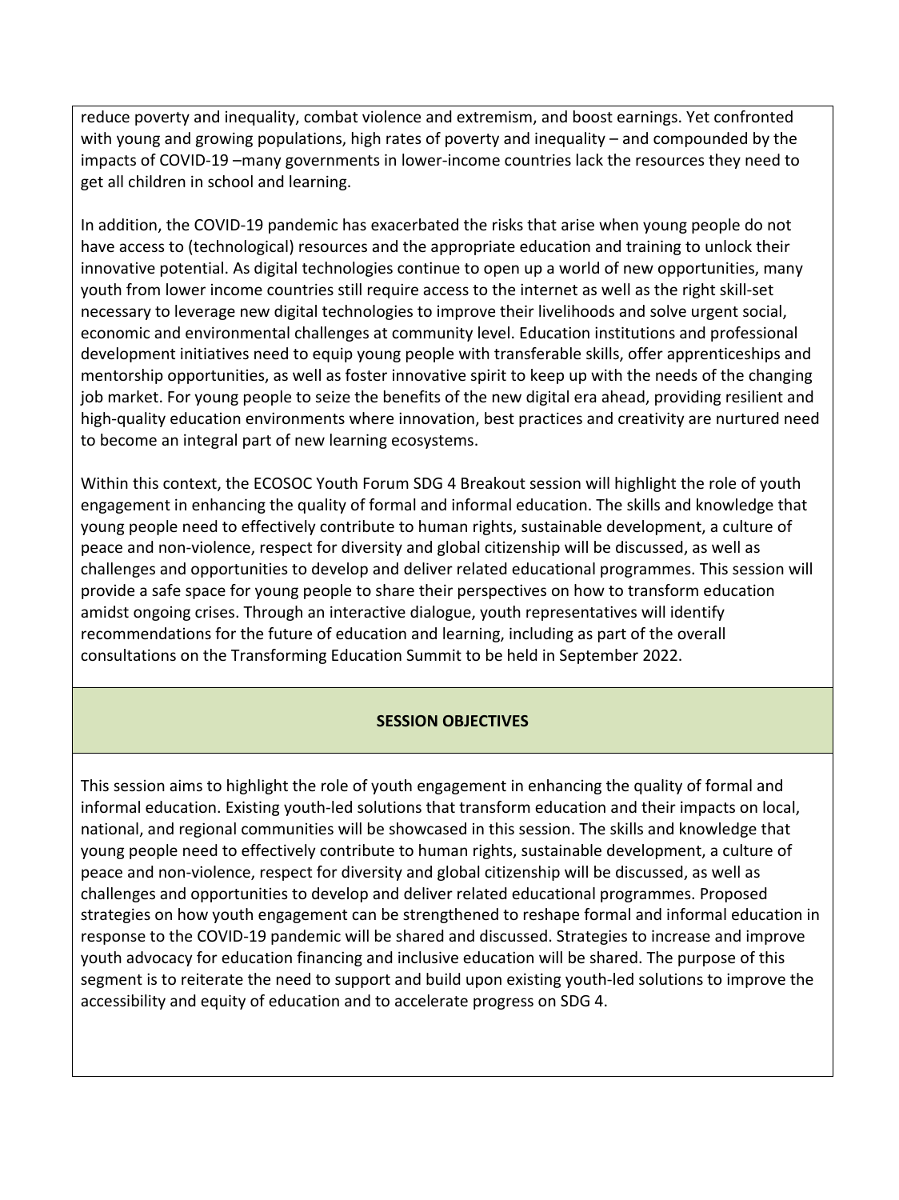reduce poverty and inequality, combat violence and extremism, and boost earnings. Yet confronted with young and growing populations, high rates of poverty and inequality – and compounded by the impacts of COVID-19 –many governments in lower-income countries lack the resources they need to get all children in school and learning.

In addition, the COVID-19 pandemic has exacerbated the risks that arise when young people do not have access to (technological) resources and the appropriate education and training to unlock their innovative potential. As digital technologies continue to open up a world of new opportunities, many youth from lower income countries still require access to the internet as well as the right skill-set necessary to leverage new digital technologies to improve their livelihoods and solve urgent social, economic and environmental challenges at community level. Education institutions and professional development initiatives need to equip young people with transferable skills, offer apprenticeships and mentorship opportunities, as well as foster innovative spirit to keep up with the needs of the changing job market. For young people to seize the benefits of the new digital era ahead, providing resilient and high-quality education environments where innovation, best practices and creativity are nurtured need to become an integral part of new learning ecosystems.

Within this context, the ECOSOC Youth Forum SDG 4 Breakout session will highlight the role of youth engagement in enhancing the quality of formal and informal education. The skills and knowledge that young people need to effectively contribute to human rights, sustainable development, a culture of peace and non-violence, respect for diversity and global citizenship will be discussed, as well as challenges and opportunities to develop and deliver related educational programmes. This session will provide a safe space for young people to share their perspectives on how to transform education amidst ongoing crises. Through an interactive dialogue, youth representatives will identify recommendations for the future of education and learning, including as part of the overall consultations on the Transforming Education Summit to be held in September 2022.

## SESSION OBJECTIVES

This session aims to highlight the role of youth engagement in enhancing the quality of formal and informal education. Existing youth-led solutions that transform education and their impacts on local, national, and regional communities will be showcased in this session. The skills and knowledge that young people need to effectively contribute to human rights, sustainable development, a culture of peace and non-violence, respect for diversity and global citizenship will be discussed, as well as challenges and opportunities to develop and deliver related educational programmes. Proposed strategies on how youth engagement can be strengthened to reshape formal and informal education in response to the COVID-19 pandemic will be shared and discussed. Strategies to increase and improve youth advocacy for education financing and inclusive education will be shared. The purpose of this segment is to reiterate the need to support and build upon existing youth-led solutions to improve the accessibility and equity of education and to accelerate progress on SDG 4.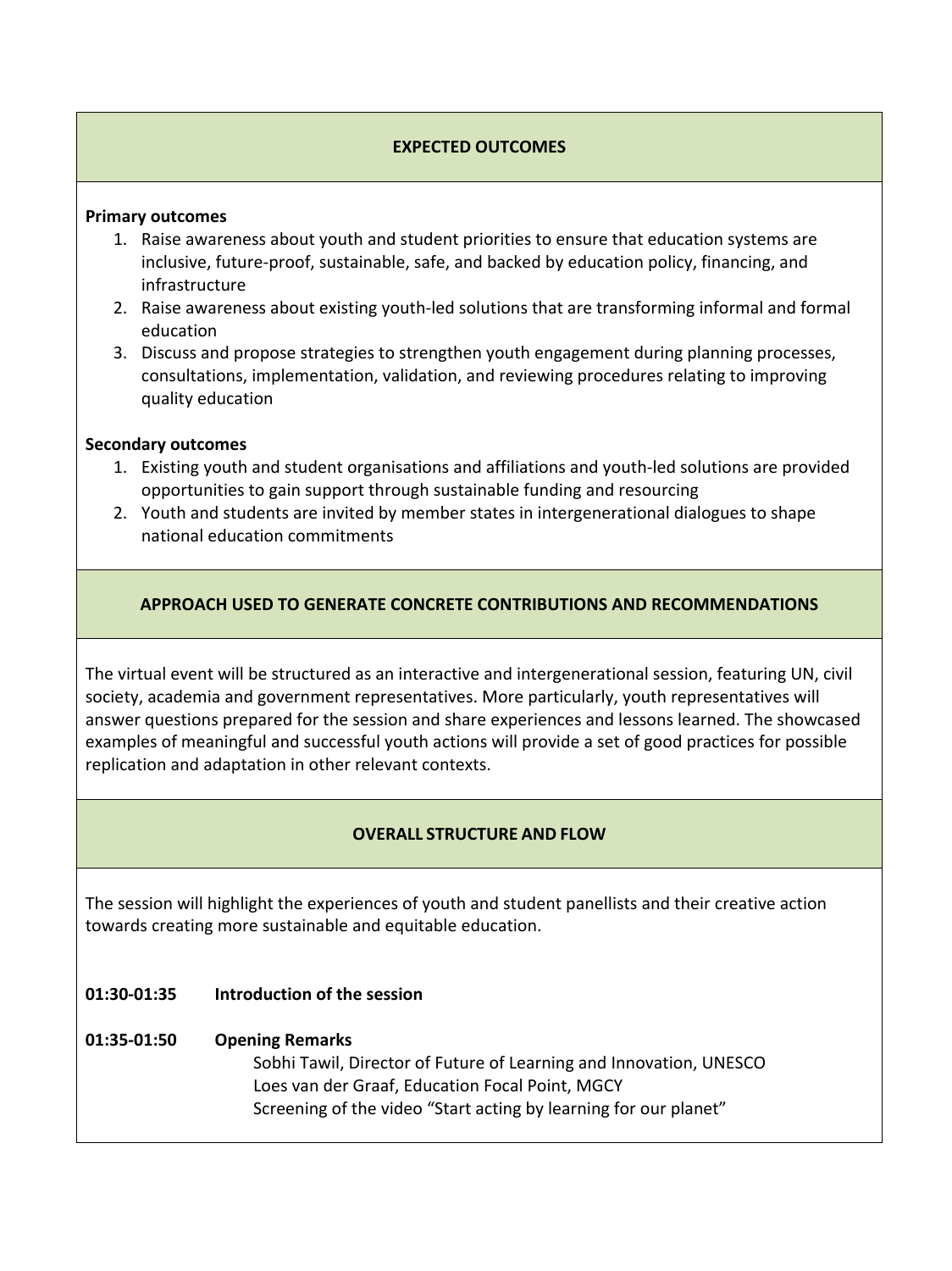## EXPECTED OUTCOMES

**Primary outcomes**

1. Raise awareness about youth and student priorities to ensure that education systems are inclusive, future-proof, sustainable, safe, and backed by education policy, financing, and infrastructure
2. Raise awareness about existing youth-led solutions that are transforming informal and formal education
3. Discuss and propose strategies to strengthen youth engagement during planning processes, consultations, implementation, validation, and reviewing procedures relating to improving quality education

**Secondary outcomes**

1. Existing youth and student organisations and affiliations and youth-led solutions are provided opportunities to gain support through sustainable funding and resourcing
2. Youth and students are invited by member states in intergenerational dialogues to shape national education commitments

## APPROACH USED TO GENERATE CONCRETE CONTRIBUTIONS AND RECOMMENDATIONS

The virtual event will be structured as an interactive and intergenerational session, featuring UN, civil society, academia and government representatives. More particularly, youth representatives will answer questions prepared for the session and share experiences and lessons learned. The showcased examples of meaningful and successful youth actions will provide a set of good practices for possible replication and adaptation in other relevant contexts.

## OVERALL STRUCTURE AND FLOW

The session will highlight the experiences of youth and student panellists and their creative action towards creating more sustainable and equitable education.

**01:30-01:35** **Introduction of the session**

**01:35-01:50** **Opening Remarks**

Sobhi Tawil, Director of Future of Learning and Innovation, UNESCO
Loes van der Graaf, Education Focal Point, MGCY
Screening of the video "Start acting by learning for our planet"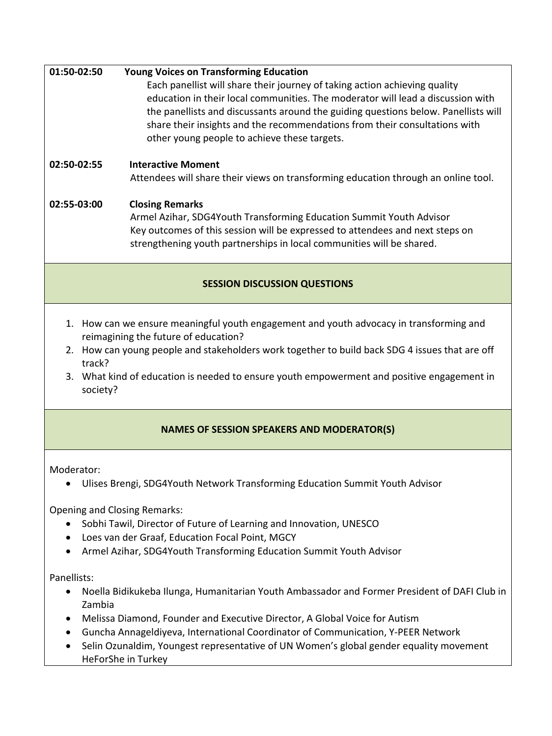**01:50-02:50** **Young Voices on Transforming Education**

Each panellist will share their journey of taking action achieving quality education in their local communities. The moderator will lead a discussion with the panellists and discussants around the guiding questions below. Panellists will share their insights and the recommendations from their consultations with other young people to achieve these targets.

**02:50-02:55** **Interactive Moment**

Attendees will share their views on transforming education through an online tool.

**02:55-03:00** **Closing Remarks**

Armel Azihar, SDG4Youth Transforming Education Summit Youth Advisor

Key outcomes of this session will be expressed to attendees and next steps on strengthening youth partnerships in local communities will be shared.

## SESSION DISCUSSION QUESTIONS

1. How can we ensure meaningful youth engagement and youth advocacy in transforming and reimagining the future of education?
2. How can young people and stakeholders work together to build back SDG 4 issues that are off track?
3. What kind of education is needed to ensure youth empowerment and positive engagement in society?

## NAMES OF SESSION SPEAKERS AND MODERATOR(S)

Moderator:

- Ulises Brengi, SDG4Youth Network Transforming Education Summit Youth Advisor

Opening and Closing Remarks:

- Sobhi Tawil, Director of Future of Learning and Innovation, UNESCO
- Loes van der Graaf, Education Focal Point, MGCY
- Armel Azihar, SDG4Youth Transforming Education Summit Youth Advisor

Panellists:

- Noella Bidikukeba Ilunga, Humanitarian Youth Ambassador and Former President of DAFI Club in Zambia
- Melissa Diamond, Founder and Executive Director, A Global Voice for Autism
- Guncha Annageldiyeva, International Coordinator of Communication, Y-PEER Network
- Selin Ozunaldim, Youngest representative of UN Women's global gender equality movement HeForShe in Turkey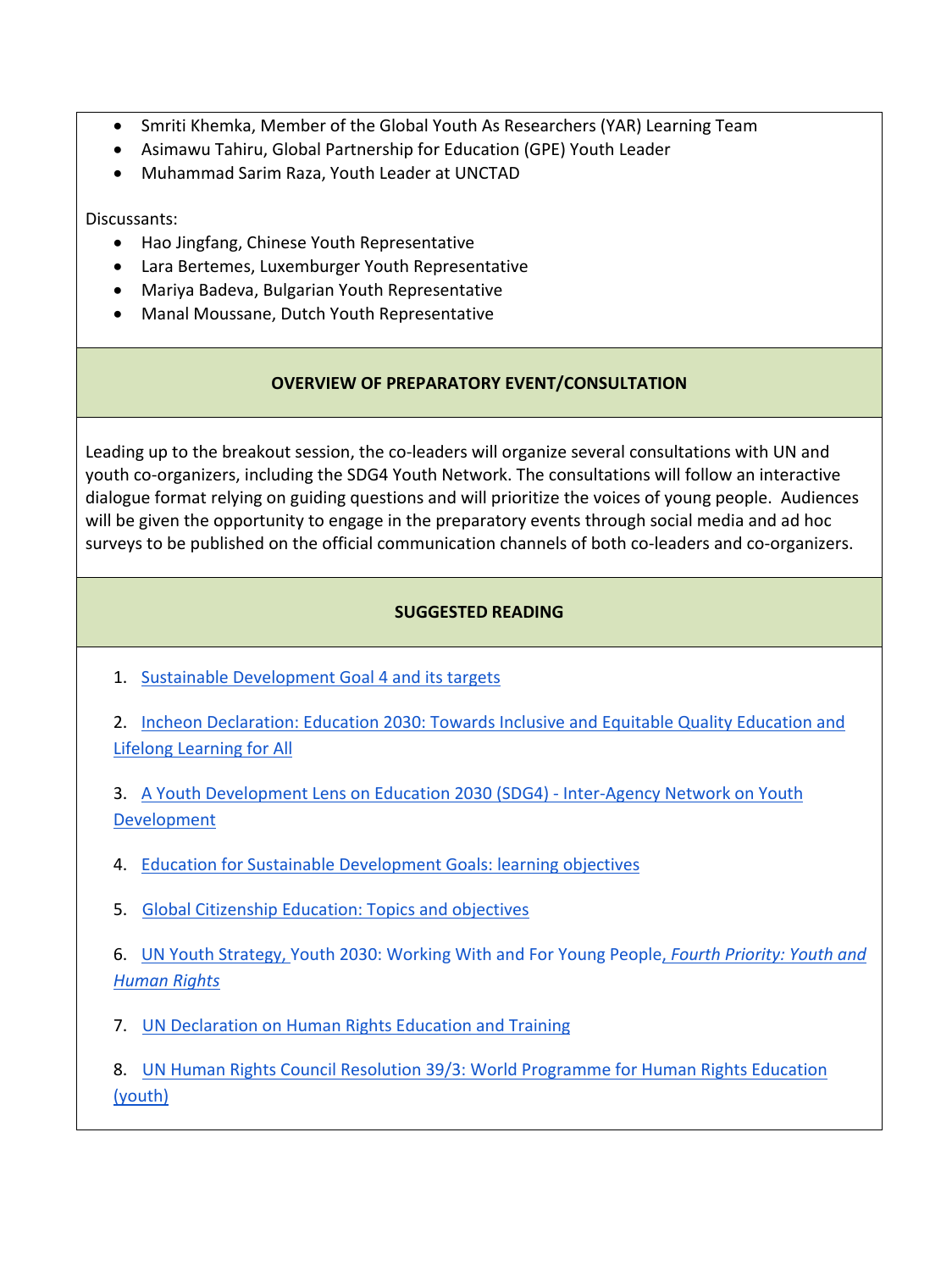- Smriti Khemka, Member of the Global Youth As Researchers (YAR) Learning Team
- Asimawu Tahiru, Global Partnership for Education (GPE) Youth Leader
- Muhammad Sarim Raza, Youth Leader at UNCTAD

Discussants:

- Hao Jingfang, Chinese Youth Representative
- Lara Bertemes, Luxemburger Youth Representative
- Mariya Badeva, Bulgarian Youth Representative
- Manal Moussane, Dutch Youth Representative

## OVERVIEW OF PREPARATORY EVENT/CONSULTATION

Leading up to the breakout session, the co-leaders will organize several consultations with UN and youth co-organizers, including the SDG4 Youth Network. The consultations will follow an interactive dialogue format relying on guiding questions and will prioritize the voices of young people. Audiences will be given the opportunity to engage in the preparatory events through social media and ad hoc surveys to be published on the official communication channels of both co-leaders and co-organizers.

## SUGGESTED READING

1. Sustainable Development Goal 4 and its targets
2. Incheon Declaration: Education 2030: Towards Inclusive and Equitable Quality Education and Lifelong Learning for All
3. A Youth Development Lens on Education 2030 (SDG4) - Inter-Agency Network on Youth Development
4. Education for Sustainable Development Goals: learning objectives
5. Global Citizenship Education: Topics and objectives
6. UN Youth Strategy, Youth 2030: Working With and For Young People, *Fourth Priority: Youth and Human Rights*
7. UN Declaration on Human Rights Education and Training
8. UN Human Rights Council Resolution 39/3: World Programme for Human Rights Education (youth)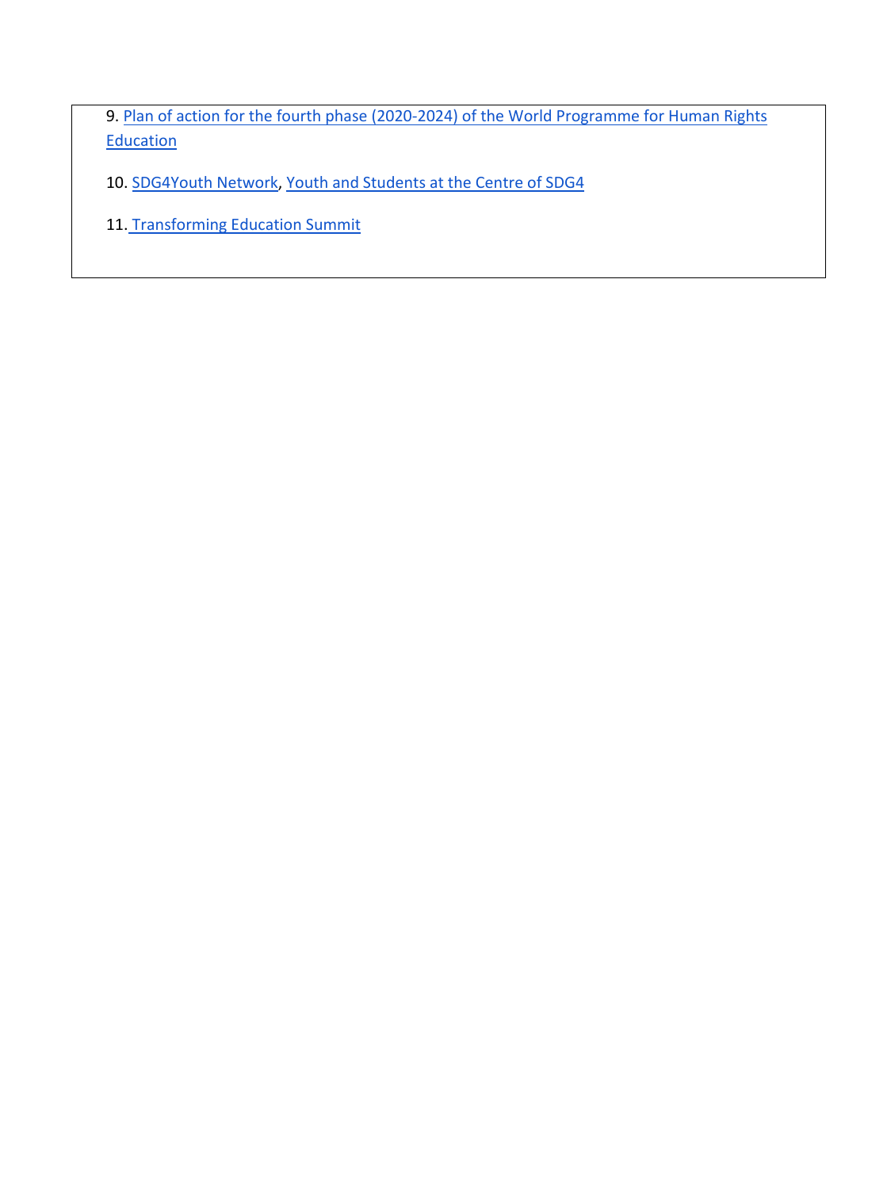9. Plan of action for the fourth phase (2020-2024) of the World Programme for Human Rights Education

10. SDG4Youth Network, Youth and Students at the Centre of SDG4

11. Transforming Education Summit